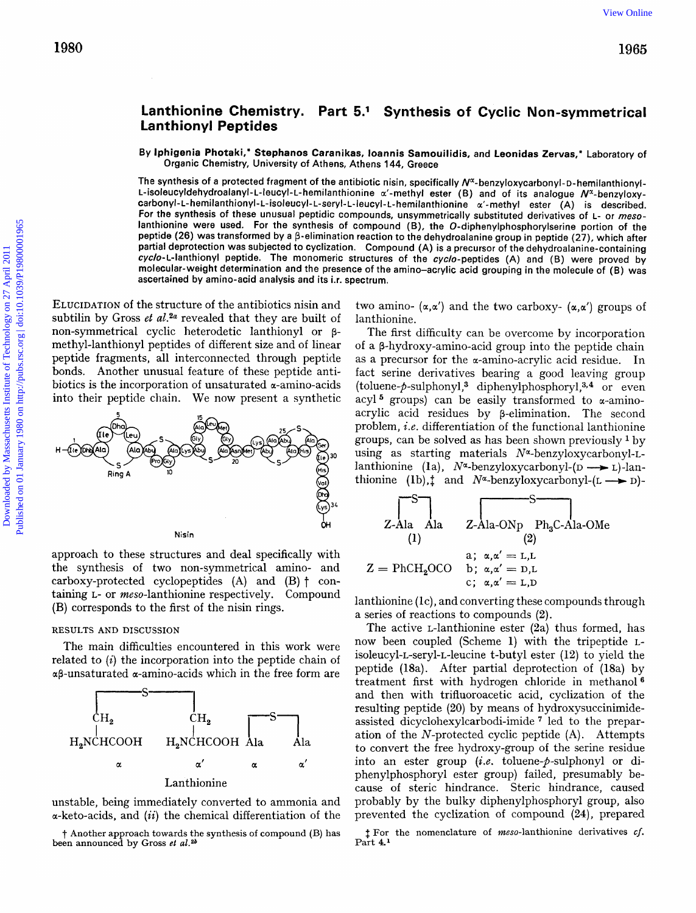# Lanthionine Chemistry. Part 5.[1] Synthesis of Cyclic Non-symmetrical Lanthionyl Peptides

By **Iphigenia Photaki,\* Stephanos Caranikas, Ioannis Samouilidis, and Leonidas Zervas,\*** Laboratory of Organic Chemistry, University of Athens, Athens 144, Greece

The synthesis of a protected fragment of the antibiotic nisin, specifically $N^{\alpha}$-benzyloxycarbonyl-D-hemilanthionyl-L-isoleucyldehydroalanyl-L-leucyl-L-hemilanthionine α′-methyl ester (B) and of its analogue $N^{\alpha}$-benzyloxycarbonyl-L-hemilanthionyl-L-isoleucyl-L-seryl-L-leucyl-L-hemilanthionine α′-methyl ester (A) is described. For the synthesis of these unusual peptidic compounds, unsymmetrically substituted derivatives of L- or *meso*-lanthionine were used. For the synthesis of compound (B), the *O*-diphenylphosphorylserine portion of the peptide (26) was transformed by a β-elimination reaction to the dehydroalanine group in peptide (27), which after partial deprotection was subjected to cyclization. Compound (A) is a precursor of the dehydroalanine-containing *cyclo*-L-lanthionyl peptide. The monomeric structures of the *cyclo*-peptides (A) and (B) were proved by molecular-weight determination and the presence of the amino–acrylic acid grouping in the molecule of (B) was ascertained by amino-acid analysis and its i.r. spectrum.

Elucidation of the structure of the antibiotics nisin and subtilin by Gross *et al.*[2a] revealed that they are built of non-symmetrical cyclic heterodetic lanthionyl or β-methyl-lanthionyl peptides of different size and of linear peptide fragments, all interconnected through peptide bonds. Another unusual feature of these peptide antibiotics is the incorporation of unsaturated α-amino-acids into their peptide chain. We now present a synthetic approach to these structures and deal specifically with the synthesis of two non-symmetrical amino- and carboxy-protected cyclopeptides (A) and (B) † containing L- or *meso*-lanthionine respectively. Compound (B) corresponds to the first of the nisin rings.

Nisin

## Results and Discussion

The main difficulties encountered in this work were related to (*i*) the incorporation into the peptide chain of αβ-unsaturated α-amino-acids which in the free form are unstable, being immediately converted to ammonia and α-keto-acids, and (*ii*) the chemical differentiation of the two amino- (α,α′) and the two carboxy- (α,α′) groups of lanthionine.

Lanthionine

The first difficulty can be overcome by incorporation of a β-hydroxy-amino-acid group into the peptide chain as a precursor for the α-amino-acrylic acid residue. In fact serine derivatives bearing a good leaving group (toluene-*p*-sulphonyl,[3] diphenylphosphoryl,[3,4] or even acyl[5] groups) can be easily transformed to α-amino-acrylic acid residues by β-elimination. The second problem, *i.e.* differentiation of the functional lanthionine groups, can be solved as has been shown previously[1] by using as starting materials $N^{\alpha}$-benzyloxycarbonyl-L-lanthionine (1a), $N^{\alpha}$-benzyloxycarbonyl-(D → L)-lanthionine (1b),‡ and $N^{\alpha}$-benzyloxycarbonyl-(L → D)-lanthionine (1c), and converting these compounds through a series of reactions to compounds (2).

(1) Z-Ala–S–Ala; (2) Z-Ala-ONp–S–Ph$_3$C-Ala-OMe

Z = PhCH$_2$OCO; a; α,α′ = L,L; b; α,α′ = D,L; c; α,α′ = L,D

The active L-lanthionine ester (2a) thus formed, has now been coupled (Scheme 1) with the tripeptide L-isoleucyl-L-seryl-L-leucine t-butyl ester (12) to yield the peptide (18a). After partial deprotection of (18a) by treatment first with hydrogen chloride in methanol[6] and then with trifluoroacetic acid, cyclization of the resulting peptide (20) by means of hydroxysuccinimide-assisted dicyclohexylcarbodi-imide[7] led to the preparation of the *N*-protected cyclic peptide (A). Attempts to convert the free hydroxy-group of the serine residue into an ester group (*i.e.* toluene-*p*-sulphonyl or diphenylphosphoryl ester group) failed, presumably because of steric hindrance. Steric hindrance, caused probably by the bulky diphenylphosphoryl group, also prevented the cyclization of compound (24), prepared

† Another approach towards the synthesis of compound (B) has been announced by Gross *et al.*[2b]

‡ For the nomenclature of *meso*-lanthionine derivatives *cf.* Part 4.[1]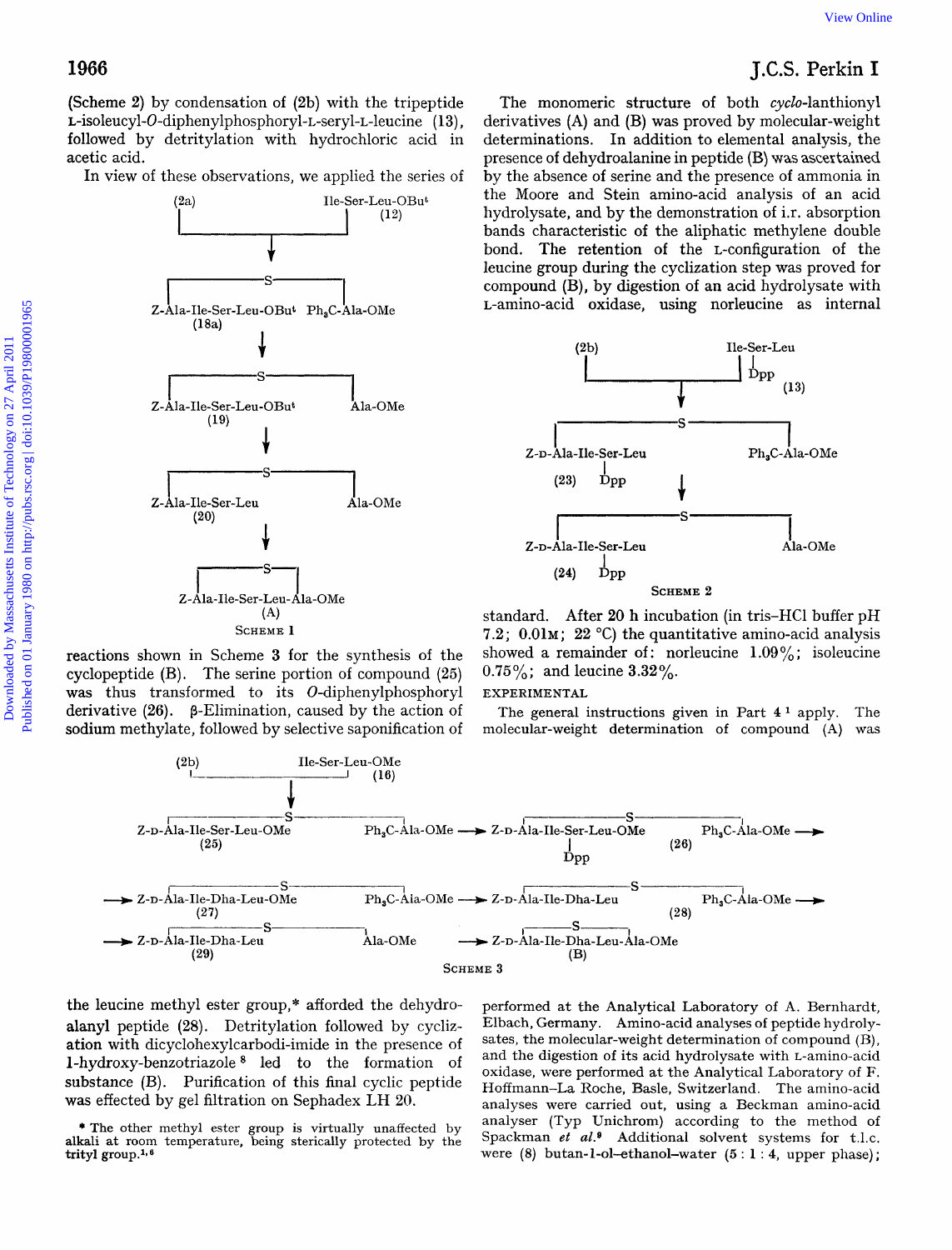(Scheme 2) by condensation of (2b) with the tripeptide L-isoleucyl-*O*-diphenylphosphoryl-L-seryl-L-leucine (13), followed by detritylation with hydrochloric acid in acetic acid.

In view of these observations, we applied the series of reactions shown in Scheme 3 for the synthesis of the cyclopeptide (B). The serine portion of compound (25) was thus transformed to its *O*-diphenylphosphoryl derivative (26). β-Elimination, caused by the action of sodium methylate, followed by selective saponification of the leucine methyl ester group,* afforded the dehydroalanyl peptide (28). Detritylation followed by cyclization with dicyclohexylcarbodi-imide in the presence of 1-hydroxy-benzotriazole[8] led to the formation of substance (B). Purification of this final cyclic peptide was effected by gel filtration on Sephadex LH 20.

\* The other methyl ester group is virtually unaffected by alkali at room temperature, being sterically protected by the trityl group.[1,6]

```
(2a)                       Ile-Ser-Leu-OBut
                                (12)
              ↓
Z-Ala-Ile-Ser-Leu-OBut  -S-  Ph3C-Ala-OMe
(18a)
              ↓
Z-Ala-Ile-Ser-Leu-OBut  -S-  Ala-OMe
(19)
              ↓
Z-Ala-Ile-Ser-Leu  -S-  Ala-OMe
(20)
              ↓
Z-Ala-Ile-Ser-Leu-Ala-OMe (cyclic, -S- bridge)
(A)
```

SCHEME 1

The monomeric structure of both *cyclo*-lanthionyl derivatives (A) and (B) was proved by molecular-weight determinations. In addition to elemental analysis, the presence of dehydroalanine in peptide (B) was ascertained by the absence of serine and the presence of ammonia in the Moore and Stein amino-acid analysis of an acid hydrolysate, and by the demonstration of i.r. absorption bands characteristic of the aliphatic methylene double bond. The retention of the L-configuration of the leucine group during the cyclization step was proved for compound (B), by digestion of an acid hydrolysate with L-amino-acid oxidase, using norleucine as internal standard. After 20 h incubation (in tris–HCl buffer pH 7.2; 0.01M; 22 °C) the quantitative amino-acid analysis showed a remainder of: norleucine 1.09%; isoleucine 0.75%; and leucine 3.32%.

```
(2b)                       Ile-Ser-Leu
                                |
                               Dpp  (13)
              ↓
Z-D-Ala-Ile-Ser-Leu  -S-  Ph3C-Ala-OMe
(23)          |
             Dpp
              ↓
Z-D-Ala-Ile-Ser-Leu  -S-  Ala-OMe
(24)          |
             Dpp
```

SCHEME 2

```
(2b)                       Ile-Ser-Leu-OMe
                                (16)
              ↓
Z-D-Ala-Ile-Ser-Leu-OMe  -S-  Ph3C-Ala-OMe  →  Z-D-Ala-Ile-Ser-Leu-OMe  -S-  Ph3C-Ala-OMe  →
(25)                                                  |          (26)
                                                     Dpp
→ Z-D-Ala-Ile-Dha-Leu-OMe  -S-  Ph3C-Ala-OMe  →  Z-D-Ala-Ile-Dha-Leu  -S-  Ph3C-Ala-OMe  →
  (27)                                                            (28)
→ Z-D-Ala-Ile-Dha-Leu  -S-  Ala-OMe  →  Z-D-Ala-Ile-Dha-Leu-Ala-OMe (cyclic, -S- bridge)
  (29)                                            (B)
```

SCHEME 3

## EXPERIMENTAL

The general instructions given in Part 4[1] apply. The molecular-weight determination of compound (A) was performed at the Analytical Laboratory of A. Bernhardt, Elbach, Germany. Amino-acid analyses of peptide hydrolysates, the molecular-weight determination of compound (B), and the digestion of its acid hydrolysate with L-amino-acid oxidase, were performed at the Analytical Laboratory of F. Hoffmann–La Roche, Basle, Switzerland. The amino-acid analyses were carried out, using a Beckman amino-acid analyser (Typ Unichrom) according to the method of Spackman *et al.*[9] Additional solvent systems for t.l.c. were (8) butan-1-ol–ethanol–water (5 : 1 : 4, upper phase);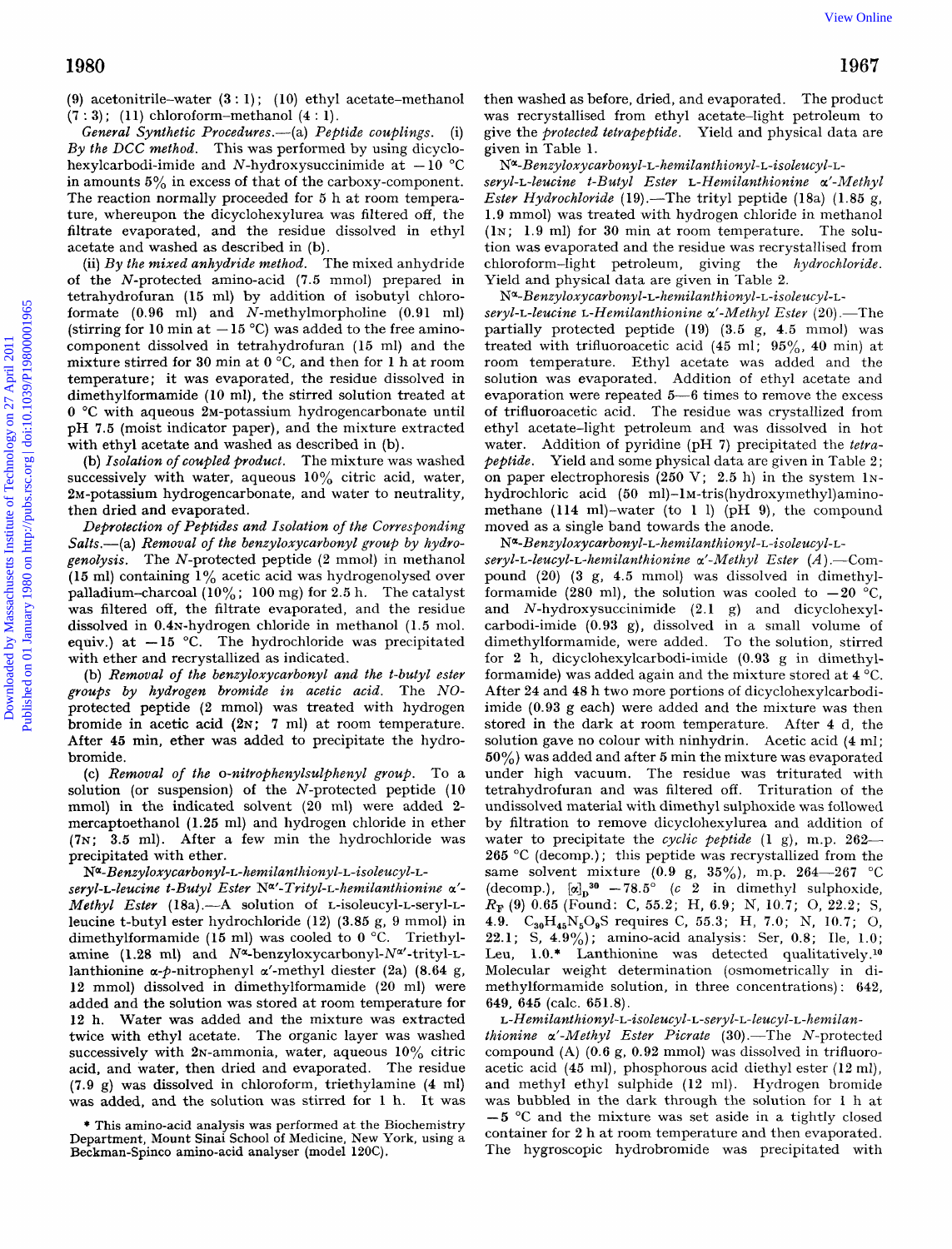(9) acetonitrile–water (3 : 1); (10) ethyl acetate–methanol (7 : 3); (11) chloroform–methanol (4 : 1).

*General Synthetic Procedures*.—(a) *Peptide couplings*. (i) *By the DCC method*. This was performed by using dicyclohexylcarbodi-imide and *N*-hydroxysuccinimide at −10 °C in amounts 5% in excess of that of the carboxy-component. The reaction normally proceeded for 5 h at room temperature, whereupon the dicyclohexylurea was filtered off, the filtrate evaporated, and the residue dissolved in ethyl acetate and washed as described in (b).

(ii) *By the mixed anhydride method*. The mixed anhydride of the *N*-protected amino-acid (7.5 mmol) prepared in tetrahydrofuran (15 ml) by addition of isobutyl chloroformate (0.96 ml) and *N*-methylmorpholine (0.91 ml) (stirring for 10 min at −15 °C) was added to the free amino-component dissolved in tetrahydrofuran (15 ml) and the mixture stirred for 30 min at 0 °C, and then for 1 h at room temperature; it was evaporated, the residue dissolved in dimethylformamide (10 ml), the stirred solution treated at 0 °C with aqueous 2M-potassium hydrogencarbonate until pH 7.5 (moist indicator paper), and the mixture extracted with ethyl acetate and washed as described in (b).

(b) *Isolation of coupled product*. The mixture was washed successively with water, aqueous 10% citric acid, water, 2M-potassium hydrogencarbonate, and water to neutrality, then dried and evaporated.

*Deprotection of Peptides and Isolation of the Corresponding Salts*.—(a) *Removal of the benzyloxycarbonyl group by hydrogenolysis*. The *N*-protected peptide (2 mmol) in methanol (15 ml) containing 1% acetic acid was hydrogenolysed over palladium–charcoal (10%; 100 mg) for 2.5 h. The catalyst was filtered off, the filtrate evaporated, and the residue dissolved in 0.4N-hydrogen chloride in methanol (1.5 mol. equiv.) at −15 °C. The hydrochloride was precipitated with ether and recrystallized as indicated.

(b) *Removal of the benzyloxycarbonyl and the t-butyl ester groups by hydrogen bromide in acetic acid*. The *NO*-protected peptide (2 mmol) was treated with hydrogen bromide in acetic acid (2N; 7 ml) at room temperature. After 45 min, ether was added to precipitate the hydrobromide.

(c) *Removal of the* o-*nitrophenylsulphenyl group*. To a solution (or suspension) of the *N*-protected peptide (10 mmol) in the indicated solvent (20 ml) were added 2-mercaptoethanol (1.25 ml) and hydrogen chloride in ether (7N; 3.5 ml). After a few min the hydrochloride was precipitated with ether.

$N^{\alpha}$-*Benzyloxycarbonyl*-L-*hemilanthionyl*-L-*isoleucyl*-L-*seryl*-L-*leucine t-Butyl Ester* $N^{\alpha'}$-*Trityl*-L-*hemilanthionine* $\alpha'$-*Methyl Ester* (18a).—A solution of L-isoleucyl-L-seryl-L-leucine t-butyl ester hydrochloride (12) (3.85 g, 9 mmol) in dimethylformamide (15 ml) was cooled to 0 °C. Triethylamine (1.28 ml) and $N^{\alpha}$-benzyloxycarbonyl-$N^{\alpha'}$-trityl-L-lanthionine α-*p*-nitrophenyl α′-methyl diester (2a) (8.64 g, 12 mmol) dissolved in dimethylformamide (20 ml) were added and the solution was stored at room temperature for 12 h. Water was added and the mixture was extracted twice with ethyl acetate. The organic layer was washed successively with 2N-ammonia, water, aqueous 10% citric acid, and water, then dried and evaporated. The residue (7.9 g) was dissolved in chloroform, triethylamine (4 ml) was added, and the solution was stirred for 1 h. It was then washed as before, dried, and evaporated. The product was recrystallised from ethyl acetate–light petroleum to give the *protected tetrapeptide*. Yield and physical data are given in Table 1.

$N^{\alpha}$-*Benzyloxycarbonyl*-L-*hemilanthionyl*-L-*isoleucyl*-L-*seryl*-L-*leucine t-Butyl Ester* L-*Hemilanthionine* $\alpha'$-*Methyl Ester Hydrochloride* (19).—The trityl peptide (18a) (1.85 g, 1.9 mmol) was treated with hydrogen chloride in methanol (1N; 1.9 ml) for 30 min at room temperature. The solution was evaporated and the residue was recrystallised from chloroform–light petroleum, giving the *hydrochloride*. Yield and physical data are given in Table 2.

$N^{\alpha}$-*Benzyloxycarbonyl*-L-*hemilanthionyl*-L-*isoleucyl*-L-*seryl*-L-*leucine* L-*Hemilanthionine* $\alpha'$-*Methyl Ester* (20).—The partially protected peptide (19) (3.5 g, 4.5 mmol) was treated with trifluoroacetic acid (45 ml; 95%, 40 min) at room temperature. Ethyl acetate was added and the solution was evaporated. Addition of ethyl acetate and evaporation were repeated 5—6 times to remove the excess of trifluoroacetic acid. The residue was crystallized from ethyl acetate–light petroleum and was dissolved in hot water. Addition of pyridine (pH 7) precipitated the *tetrapeptide*. Yield and some physical data are given in Table 2; on paper electrophoresis (250 V; 2.5 h) in the system 1N-hydrochloric acid (50 ml)–1M-tris(hydroxymethyl)aminomethane (114 ml)–water (to 1 l) (pH 9), the compound moved as a single band towards the anode.

$N^{\alpha}$-*Benzyloxycarbonyl*-L-*hemilanthionyl*-L-*isoleucyl*-L-*seryl*-L-*leucyl*-L-*hemilanthionine* $\alpha'$-*Methyl Ester* (A).—Compound (20) (3 g, 4.5 mmol) was dissolved in dimethylformamide (280 ml), the solution was cooled to −20 °C, and *N*-hydroxysuccinimide (2.1 g) and dicyclohexylcarbodi-imide (0.93 g), dissolved in a small volume of dimethylformamide, were added. To the solution, stirred for 2 h, dicyclohexylcarbodi-imide (0.93 g in dimethylformamide) was added again and the mixture stored at 4 °C. After 24 and 48 h two more portions of dicyclohexylcarbodi-imide (0.93 g each) were added and the mixture was then stored in the dark at room temperature. After 4 d, the solution gave no colour with ninhydrin. Acetic acid (4 ml; 50%) was added and after 5 min the mixture was evaporated under high vacuum. The residue was triturated with tetrahydrofuran and was filtered off. Trituration of the undissolved material with dimethyl sulphoxide was followed by filtration to remove dicyclohexylurea and addition of water to precipitate the *cyclic peptide* (1 g), m.p. 262—265 °C (decomp.); this peptide was recrystallized from the same solvent mixture (0.9 g, 35%), m.p. 264—267 °C (decomp.), $[\alpha]_D^{30}$ −78.5° (*c* 2 in dimethyl sulphoxide, $R_F$ (9) 0.65 (Found: C, 55.2; H, 6.9; N, 10.7; O, 22.2; S, 4.9. $C_{30}H_{45}N_5O_9S$ requires C, 55.3; H, 7.0; N, 10.7; O, 22.1; S, 4.9%); amino-acid analysis: Ser, 0.8; Ile, 1.0; Leu, 1.0.* Lanthionine was detected qualitatively.[10] Molecular weight determination (osmometrically in dimethylformamide solution, in three concentrations): 642, 649, 645 (calc. 651.8).

L-*Hemilanthionyl*-L-*isoleucyl*-L-*seryl*-L-*leucyl*-L-*hemilanthionine* $\alpha'$-*Methyl Ester Picrate* (30).—The *N*-protected compound (A) (0.6 g, 0.92 mmol) was dissolved in trifluoroacetic acid (45 ml), phosphorous acid diethyl ester (12 ml), and methyl ethyl sulphide (12 ml). Hydrogen bromide was bubbled in the dark through the solution for 1 h at −5 °C and the mixture was set aside in a tightly closed container for 2 h at room temperature and then evaporated. The hygroscopic hydrobromide was precipitated with

\* This amino-acid analysis was performed at the Biochemistry Department, Mount Sinai School of Medicine, New York, using a Beckman-Spinco amino-acid analyser (model 120C).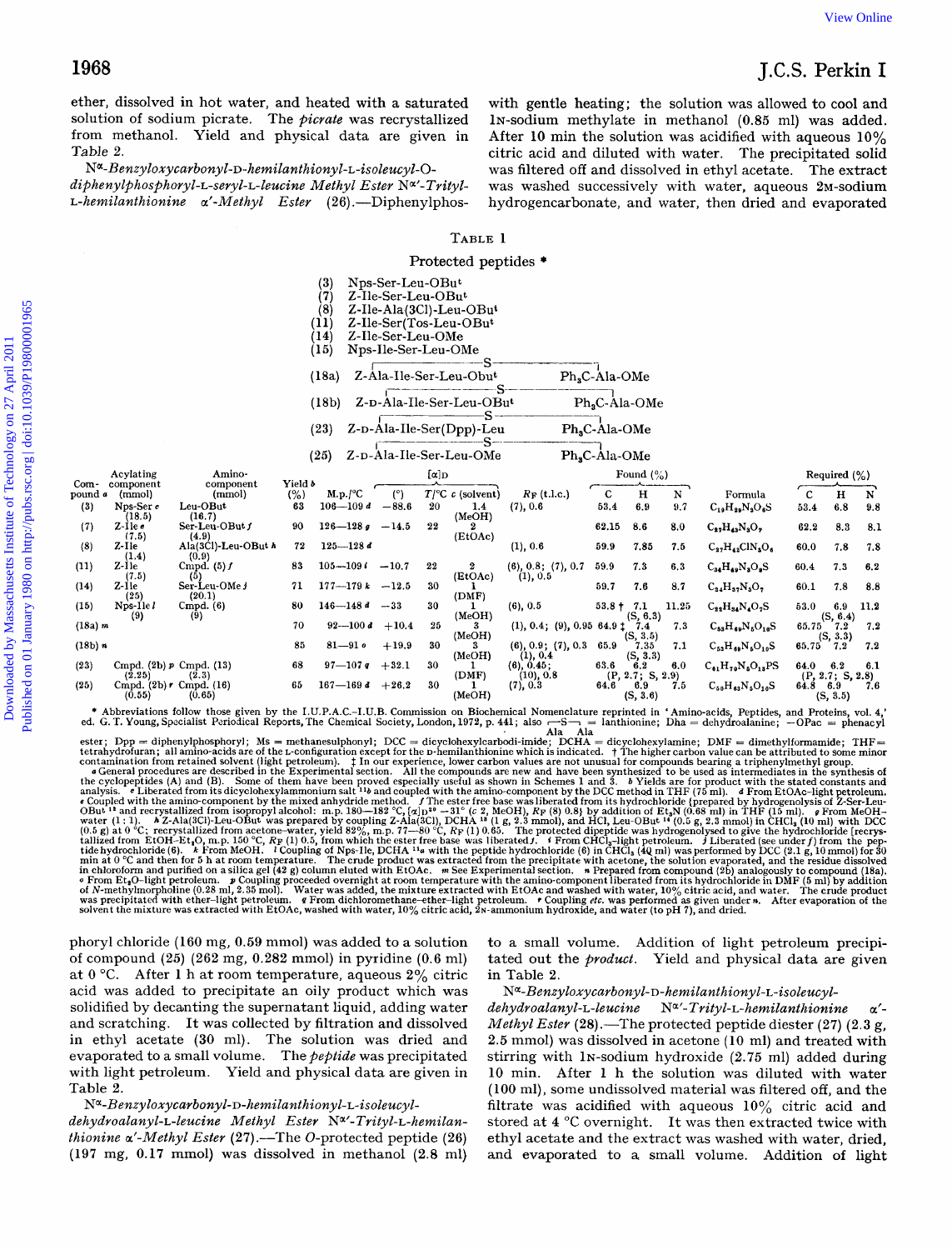ether, dissolved in hot water, and heated with a saturated solution of sodium picrate. The *picrate* was recrystallized from methanol. Yield and physical data are given in Table 2.

*N*$^{\alpha}$*-Benzyloxycarbonyl-*D*-hemilanthionyl-*L*-isoleucyl-O-diphenylphosphoryl-*L*-seryl-*L*-leucine Methyl Ester N*$^{\alpha'}$*-Trityl-*L*-hemilanthionine α'-Methyl Ester* (26).—Diphenylphosphoryl chloride (160 mg, 0.59 mmol) was added to a solution of compound (25) (262 mg, 0.282 mmol) in pyridine (0.6 ml) at 0 °C. After 1 h at room temperature, aqueous 2% citric acid was added to precipitate an oily product which was solidified by decanting the supernatant liquid, adding water and scratching. It was collected by filtration and dissolved in ethyl acetate (30 ml). The solution was dried and evaporated to a small volume. The *peptide* was precipitated with light petroleum. Yield and physical data are given in Table 2.

*N*$^{\alpha}$*-Benzyloxycarbonyl-*D*-hemilanthionyl-*L*-isoleucyl-dehydroalanyl-*L*-leucine Methyl Ester N*$^{\alpha'}$*-Trityl-*L*-hemilanthionine α'-Methyl Ester* (27).—The *O*-protected peptide (26) (197 mg, 0.17 mmol) was dissolved in methanol (2.8 ml) with gentle heating; the solution was allowed to cool and 1N-sodium methylate in methanol (0.85 ml) was added. After 10 min the solution was acidified with aqueous 10% citric acid and diluted with water. The precipitated solid was filtered off and dissolved in ethyl acetate. The extract was washed successively with water, aqueous 2M-sodium hydrogencarbonate, and water, then dried and evaporated to a small volume. Addition of light petroleum precipitated out the *product*. Yield and physical data are given in Table 2.

*N*$^{\alpha}$*-Benzyloxycarbonyl-*D*-hemilanthionyl-*L*-isoleucyl-dehydroalanyl-*L*-leucine N*$^{\alpha'}$*-Trityl-*L*-hemilanthionine α'-Methyl Ester* (28).—The protected peptide diester (27) (2.3 g, 2.5 mmol) was dissolved in acetone (10 ml) and treated with stirring with 1N-sodium hydroxide (2.75 ml) added during 10 min. After 1 h the solution was diluted with water (100 ml), some undissolved material was filtered off, and the filtrate was acidified with aqueous 10% citric acid and stored at 4 °C overnight. It was then extracted twice with ethyl acetate and the extract was washed with water, dried, and evaporated to a small volume. Addition of light

TABLE 1

Protected peptides *

(3) Nps-Ser-Leu-OBu$^t$
(7) Z-Ile-Ser-Leu-OBu$^t$
(8) Z-Ile-Ala(3Cl)-Leu-OBu$^t$
(11) Z-Ile-Ser(Tos-Leu-OBu$^t$
(14) Z-Ile-Ser-Leu-OMe
(15) Nps-Ile-Ser-Leu-OMe
(18a) Z-Ala-Ile-Ser-Leu-OBu$^t$ —S— Ph$_3$C-Ala-OMe
(18b) Z-D-Ala-Ile-Ser-Leu-OBu$^t$ —S— Ph$_3$C-Ala-OMe
(23) Z-D-Ala-Ile-Ser(Dpp)-Leu —S— Ph$_3$C-Ala-OMe
(25) Z-D-Ala-Ile-Ser-Leu-OMe —S— Ph$_3$C-Ala-OMe

| Compound $^a$ | Acylating component (mmol) | Amino-component (mmol) | Yield $^b$ (%) | M.p./°C | $[\alpha]_D$ (°) | T/°C | c (solvent) | $R_F$ (t.l.c.) | Found (%) C | H | N | Formula | Required (%) C | H | N |
|---|---|---|---|---|---|---|---|---|---|---|---|---|---|---|---|
| (3) | Nps-Ser $^c$ (18.5) | Leu-OBu$^t$ (16.7) | 63 | 106—109 $^d$ | −88.6 | 20 | 1.4 (MeOH) | (7), 0.6 | 53.4 | 6.9 | 9.7 | $C_{19}H_{29}N_3O_6S$ | 53.4 | 6.8 | 9.8 |
| (7) | Z-Ile $^e$ (7.5) | Ser-Leu-OBu$^t$ $^f$ (4.9) | 90 | 126—128 $^g$ | −14.5 | 22 | 2 (EtOAc) | | 62.15 | 8.6 | 8.0 | $C_{27}H_{43}N_3O_7$ | 62.2 | 8.3 | 8.1 |
| (8) | Z-Ile (1.4) | Ala(3Cl)-Leu-OBu$^t$ $^h$ (0.9) | 72 | 125—128 $^d$ | | | | (1), 0.6 | 59.9 | 7.85 | 7.5 | $C_{27}H_{42}ClN_3O_6$ | 60.0 | 7.8 | 7.8 |
| (11) | Z-Ile (7.5) | Cmpd. (5) $^f$ (5) | 83 | 105—109 $^i$ | −10.7 | 22 | 2 (EtOAc) | (6), 0.8; (7), 0.7 (1), 0.5 | 59.9 | 7.3 | 6.3 | $C_{34}H_{49}N_3O_9S$ | 60.4 | 7.3 | 6.2 |
| (14) | Z-Ile (25) | Ser-Leu-OMe $^j$ (20.1) | 71 | 177—179 $^k$ | −12.5 | 30 | 1 (DMF) | | 59.7 | 7.6 | 8.7 | $C_{24}H_{37}N_3O_7$ | 60.1 | 7.8 | 8.8 |
| (15) | Nps-Ile $^l$ (9) | Cmpd. (6) (9) | 80 | 146—148 $^d$ | −33 | 30 | 1 (MeOH) | (6), 0.5 | 53.8 † | 7.1 (S, 6.3) | 11.25 | $C_{22}H_{34}N_4O_7S$ | 53.0 | 6.9 (S, 6.4) | 11.2 |
| (18a) $^m$ | | | 70 | 92—100 $^d$ | +10.4 | 25 | 3 (MeOH) | (1), 0.4; (9), 0.95 | 64.9 ‡ | 7.4 (S, 3.5) | 7.3 | $C_{53}H_{67}N_5O_{10}S$ | 65.75 | 7.2 (S, 3.3) | 7.2 |
| (18b) $^n$ | | | 85 | 81—91 $^o$ | +19.9 | 30 | 3 (MeOH) | (6), 0.9; (7), 0.3 (1), 0.4 | 65.9 | 7.35 (S, 3.3) | 7.1 | $C_{53}H_{67}N_5O_{10}S$ | 65.75 | 7.2 | 7.2 |
| (23) | Cmpd. (2b) $^p$ (2.25) | Cmpd. (13) (2.3) | 68 | 97—107 $^q$ | +32.1 | 30 | 1 (DMF) | (6), 0.45; (10), 0.8 | 63.6 | 6.2 (P, 2.7; S, 2.9) | 6.0 | $C_{61}H_{70}N_5O_{13}PS$ | 64.0 | 6.2 (P, 2.7; S, 2.8) | 6.1 |
| (25) | Cmpd. (2b) $^r$ (0.55) | Cmpd. (16) (0.65) | 65 | 167—169 $^d$ | +26.2 | 30 | 1 (MeOH) | (7), 0.3 | 64.6 | 6.9 (S, 3.6) | 7.5 | $C_{50}H_{61}N_5O_{10}S$ | 64.8 | 6.9 (S, 3.5) | 7.6 |

\* Abbreviations follow those given by the I.U.P.A.C.–I.U.B. Commission on Biochemical Nomenclature reprinted in 'Amino-acids, Peptides, and Proteins, vol. 4,' ed. G. T. Young, Specialist Periodical Reports, The Chemical Society, London, 1972, p. 441; also Ala—S—Ala = lanthionine; Dha = dehydroalanine; −OPac = phenacyl ester; Dpp = diphenylphosphoryl; Ms = methanesulphonyl; DCC = dicyclohexylcarbodi-imide; DCHA = dicyclohexylamine; DMF = dimethylformamide; THF = tetrahydrofuran; all amino-acids are of the L-configuration except for the D-hemilanthionine which is indicated. † The higher carbon value can be attributed to some minor contamination from retained solvent (light petroleum). ‡ In our experience, lower carbon values are not unusual for compounds bearing a triphenylmethyl group.

$^a$ General procedures are described in the Experimental section. All the compounds are new and have been synthesized to be used as intermediates in the synthesis of the cyclopeptides (A) and (B). Some of them have been proved especially useful as shown in Schemes 1 and 3. $^b$ Yields are for product with the stated constants and analysis. $^c$ Liberated from its dicyclohexylammonium salt [11b] and coupled with the amino-component by the DCC method in THF (75 ml). $^d$ From EtOAc-light petroleum. $^e$ Coupled with the amino-component by the mixed anhydride method. $^f$ The ester free base was liberated from its hydrochloride [prepared by hydrogenolysis of Z-Ser-Leu-OBu$^t$ [11] and recrystallized from isopropyl alcohol: m.p. 180—182 °C, $[\alpha]_D^{20}$ −31° (c 2, MeOH), $R_F$ (8) 0.8) by addition of $Et_3N$ (0.68 ml) in THF (15 ml). $^g$ From MeOH–water (1 : 1). $^h$ Z-Ala(3Cl)-Leu-OBu$^t$ was prepared by coupling Z-Ala(3Cl), DCHA [18] (1 g, 2.3 mmol), and HCl, Leu-OBu$^t$ [14] (0.5 g, 2.3 mmol) in $CHCl_3$ (10 ml) with DCC (0.5 g) at 0 °C; recrystallized from acetone–water, yield 82%, m.p. 77—80 °C, $R_F$ (1) 0.65. The protected dipeptide was hydrogenolysed to give the hydrochloride [recrystallized from EtOH–$Et_2O$, m.p. 150 °C, $R_F$ (1) 0.5, from which the ester free base was liberated $f$. $^i$ From $CHCl_3$–light petroleum. $^j$ Liberated (see under $f$) from the peptide hydrochloride (6). $^k$ From MeOH. $^l$ Coupling of Nps-Ile, DCHA [11a] with the peptide hydrochloride (6) in $CHCl_3$ (40 ml) was performed by DCC (2.1 g, 10 mmol) for 30 min at 0 °C and then for 5 h at room temperature. The crude product was extracted from the precipitate with acetone, the solution evaporated, and the residue dissolved in chloroform and purified on a silica gel (42 g) column eluted with EtOAc. $^m$ See Experimental section. $^n$ Prepared from compound (2b) analogously to compound (18a). $^o$ From $Et_2O$–light petroleum. $^p$ Coupling proceeded overnight at room temperature with the amino-component liberated from its hydrochloride in DMF (5 ml) by addition of *N*-methylmorpholine (0.28 ml, 2.35 mol). Water was added, the mixture extracted with EtOAc and washed with water, 10% citric acid, and water. The crude product was precipitated with ether–light petroleum. $^q$ From dichloromethane–ether–light petroleum. $^r$ Coupling *etc.* was performed as given under $^n$. After evaporation of the solvent the mixture was extracted with EtOAc, washed with water, 10% citric acid, 2N-ammonium hydroxide, and water (to pH 7), and dried.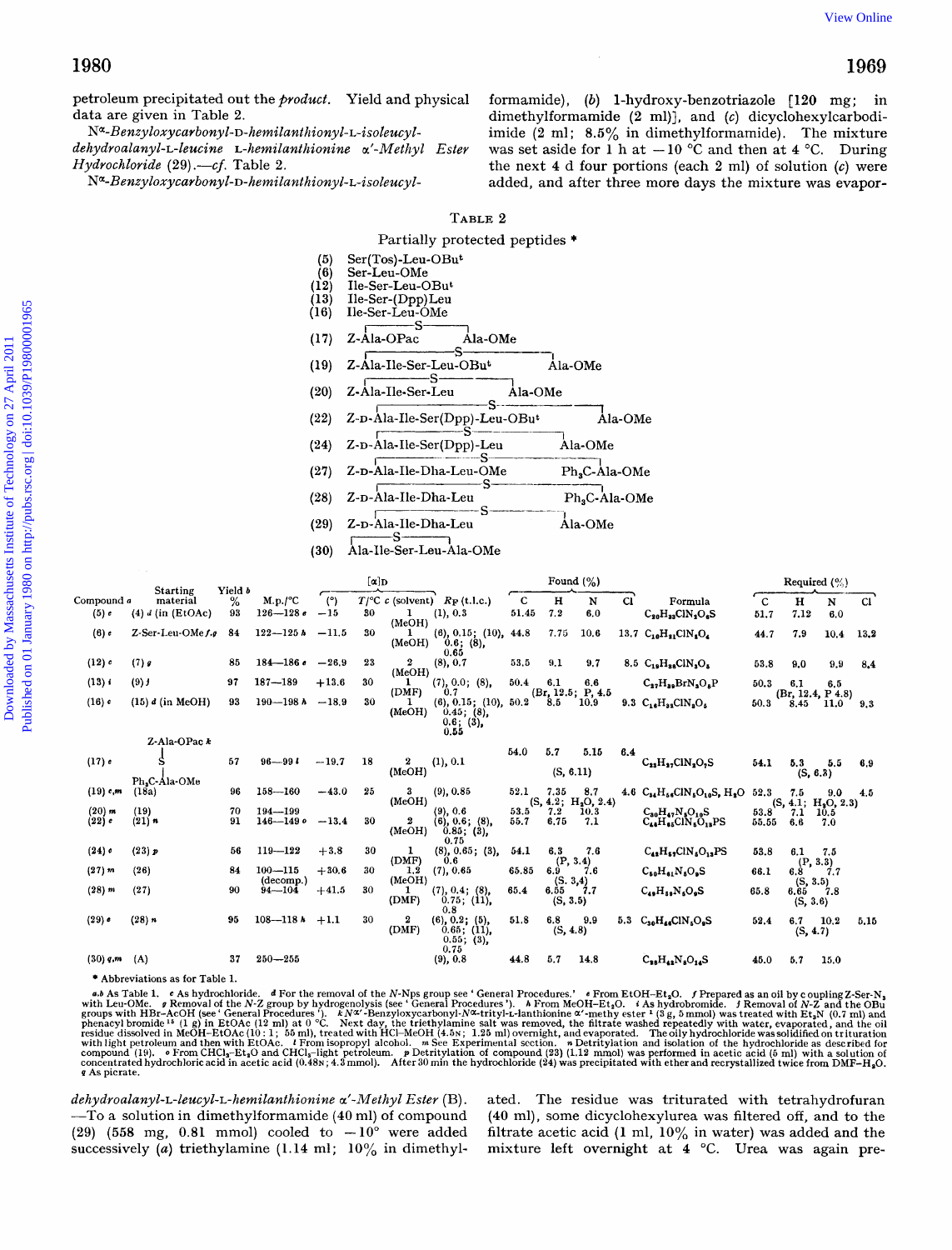petroleum precipitated out the *product*. Yield and physical data are given in Table 2.

*N*α-*Benzyloxycarbonyl*-D-*hemilanthionyl*-L-*isoleucyl-dehydroalanyl*-L-*leucine* L-*hemilanthionine* α′-*Methyl Ester Hydrochloride* (29).—*cf.* Table 2.

*N*α-*Benzyloxycarbonyl*-D-*hemilanthionyl*-L-*isoleucyl-dehydroalanyl*-L-*leucyl*-L-*hemilanthionine* α′-*Methyl Ester* (B). —To a solution in dimethylformamide (40 ml) of compound (29) (558 mg, 0.81 mmol) cooled to −10° were added successively (*a*) triethylamine (1.14 ml; 10% in dimethylformamide), (*b*) 1-hydroxy-benzotriazole [120 mg; in dimethylformamide (2 ml)], and (*c*) dicyclohexylcarbodi-imide (2 ml; 8.5% in dimethylformamide). The mixture was set aside for 1 h at −10 °C and then at 4 °C. During the next 4 d four portions (each 2 ml) of solution (*c*) were added, and after three more days the mixture was evaporated. The residue was triturated with tetrahydrofuran (40 ml), some dicyclohexylurea was filtered off, and to the filtrate acetic acid (1 ml, 10% in water) was added and the mixture left overnight at 4 °C. Urea was again pre-

TABLE 2

Partially protected peptides *

(5) Ser(Tos)-Leu-OBu$^t$
(6) Ser-Leu-OMe
(12) Ile-Ser-Leu-OBu$^t$
(13) Ile-Ser-(Dpp)Leu
(16) Ile-Ser-Leu-OMe
(17) Z-Ala-OPac ─S─ Ala-OMe
(19) Z-Ala-Ile-Ser-Leu-OBu$^t$ ─S─ Ala-OMe
(20) Z-Ala-Ile-Ser-Leu ─S─ Ala-OMe
(22) Z-D-Ala-Ile-Ser(Dpp)-Leu-OBu$^t$ ─S─ Ala-OMe
(24) Z-D-Ala-Ile-Ser(Dpp)-Leu ─S─ Ala-OMe
(27) Z-D-Ala-Ile-Dha-Leu-OMe ─S─ $Ph_3C$-Ala-OMe
(28) Z-D-Ala-Ile-Dha-Leu ─S─ $Ph_3C$-Ala-OMe
(29) Z-D-Ala-Ile-Dha-Leu ─S─ Ala-OMe
(30) Ala-Ile-Ser-Leu-Ala-OMe (Ala–S–Ala bridged)

| Compound [a] | Starting material | Yield [b] % | M.p./°C | [α]D (°) | T/°C | c (solvent) | $R_F$ (t.l.c.) | Found (%) C | H | N | Cl | Formula | Required (%) C | H | N | Cl |
|---|---|---|---|---|---|---|---|---|---|---|---|---|---|---|---|---|
| (5) [c] | (4) [d] (in (EtOAc) | 93 | 126—128 [e] | −15 | 30 | 1 (MeOH) | (1), 0.3 | 51.45 | 7.2 | 6.0 | | $C_{20}H_{33}ClN_2O_6S$ | 51.7 | 7.12 | 6.0 | |
| (6) [c] | Z-Ser-Leu-OMe [f,g] | 84 | 122—125 [h] | −11.5 | 30 | 1 (MeOH) | (6), 0.15; (10), 0.6; (8), 0.65 | 44.8 | 7.75 | 10.6 | 13.7 | $C_{10}H_{21}ClN_2O_4$ | 44.7 | 7.9 | 10.4 | 13.2 |
| (12) [c] | (7) [g] | 85 | 184—186 [e] | −26.9 | 23 | 2 (MeOH) | (8), 0.7 | 53.5 | 9.1 | 9.7 | 8.5 | $C_{19}H_{38}ClN_3O_5$ | 53.8 | 9.0 | 9.9 | 8.4 |
| (13) [i] | (9) [j] | 97 | 187—189 | +13.6 | 30 | 1 (DMF) | (7), 0.0; (8), 0.7 | 50.4 | 6.1 (Br, 12.5; P, 4.5) | 6.6 | | $C_{27}H_{39}BrN_3O_6P$ | 50.3 | 6.1 (Br, 12.4, P 4.8) | 6.5 | |
| (16) [c] | (15) [d] (in MeOH) | 93 | 190—198 [h] | −18.9 | 30 | 1 (MeOH) | (6), 0.15; (10), 0.45; (8), 0.6; (3), 0.55 | 50.2 | 8.5 | 10.9 | 9.3 | $C_{16}H_{32}ClN_3O_5$ | 50.3 | 8.45 | 11.0 | 9.3 |
| (17) [c] | Z-Ala-OPac [k] ─S─ $Ph_3C$-Ala-OMe | 57 | 96—99 [l] | −19.7 | 18 | 2 (MeOH) | (1), 0.1 | 54.0 | 5.7 (S, 6.11) | 5.15 | 6.4 | $C_{25}H_{27}ClN_2O_7S$ | 54.1 | 5.3 (S, 6.3) | 5.5 | 6.9 |
| (19) [c,m] | (18a) | 96 | 158—160 | −43.0 | 25 | 3 (MeOH) | (9), 0.85 | 52.1 | 7.35 (S, 4.2; $H_2O$, 2.4) | 8.7 | 4.6 | $C_{34}H_{56}ClN_5O_{10}S$, $H_2O$ | 52.3 | 7.5 (S, 4.1; $H_2O$, 2.3) | 9.0 | 4.5 |
| (20) [m] | (19) | 70 | 194—199 | | | | (9), 0.6 | 53.5 | 7.2 | 10.3 | | $C_{30}H_{47}N_5O_{10}S$ | 53.8 | 7.1 | 10.5 | |
| (22) [c] | (21) [n] | 91 | 146—149 [o] | −13.4 | 30 | 2 (MeOH) | (6), 0.6; (8), 0.85; (3), 0.75 | 55.7 | 6.75 | 7.1 | | $C_{46}H_{65}ClN_5O_{11}PS$ | 55.55 | 6.6 | 7.0 | |
| (24) [c] | (23) [p] | 56 | 119—122 | +3.8 | 30 | 1 (DMF) | (8), 0.65; (3), 0.6 | 54.1 | 6.3 (P, 3.4) | 7.6 | | $C_{42}H_{57}ClN_5O_{11}PS$ | 53.8 | 6.1 (P, 3.3) | 7.5 | |
| (27) [m] | (26) | 84 | 100—115 (decomp.) | +30.6 | 30 | 1.2 (MeOH) | (7), 0.65 | 65.85 | 6.9 (S, 3.4) | 7.6 | | $C_{50}H_{61}N_5O_8S$ | 66.1 | 6.8 (S, 3.5) | 7.7 | |
| (28) [m] | (27) | 90 | 94—104 | +41.5 | 30 | 1 (DMF) | (7), 0.4; (8), 0.75; (11), 0.8 | 65.4 | 6.55 (S, 3.5) | 7.7 | | $C_{49}H_{59}N_5O_8S$ | 65.8 | 6.65 (S, 3.6) | 7.8 | |
| (29) [c] | (28) [n] | 95 | 108—118 [h] | +1.1 | 30 | 2 (DMF) | (6), 0.2; (5), 0.65; (11), 0.55; (3), 0.75 | 51.8 | 6.8 (S, 4.8) | 9.9 | 5.3 | $C_{30}H_{46}ClN_5O_8S$ | 52.4 | 6.7 (S, 4.7) | 10.2 | 5.15 |
| (30) [q,m] | (A) | 37 | 250—255 | | | | (9), 0.8 | 44.8 | 5.7 | 14.8 | | $C_{30}H_{42}N_8O_{14}S$ | 45.0 | 5.7 | 15.0 | |

\* Abbreviations as for Table 1.

[a,b] As Table 1. [c] As hydrochloride. [d] For the removal of the *N*-Nps group see 'General Procedures.' [e] From EtOH–$Et_2O$. [f] Prepared as an oil by coupling Z-Ser-$N_3$ with Leu-OMe. [g] Removal of the *N*-Z group by hydrogenolysis (see 'General Procedures'). [h] From MeOH–$Et_2O$. [i] As hydrobromide. [j] Removal of *N*-Z and the OBu groups with HBr–AcOH (see 'General Procedures'). [k] *N*α′-Benzyloxycarbonyl-*N*α-trityl-L-lanthionine α′-methy ester [1] (3 g, 5 mmol) was treated with $Et_3N$ (0.7 ml) and phenacyl bromide [15] (1 g) in EtOAc (12 ml) at 0 °C. Next day, the triethylamine salt was removed, the filtrate washed repeatedly with water, evaporated, and the oil residue dissolved in MeOH–EtOAc (10 : 1; 55 ml), treated with HCl–MeOH (4.5N; 1.25 ml) overnight, and evaporated. The oily hydrochloride was solidified on trituration with light petroleum and then with EtOAc. [l] From isopropyl alcohol. [m] See Experimental section. [n] Detritylation and isolation of the hydrochloride as described for compound (19). [o] From $CHCl_3$–$Et_2O$ and $CHCl_3$–light petroleum. [p] Detritylation of compound (23) (1.12 mmol) was performed in acetic acid (5 ml) with a solution of concentrated hydrochloric acid in acetic acid (0.48N; 4.3 mmol). After 30 min the hydrochloride (24) was precipitated with ether and recrystallized twice from DMF–$H_2O$. [q] As picrate.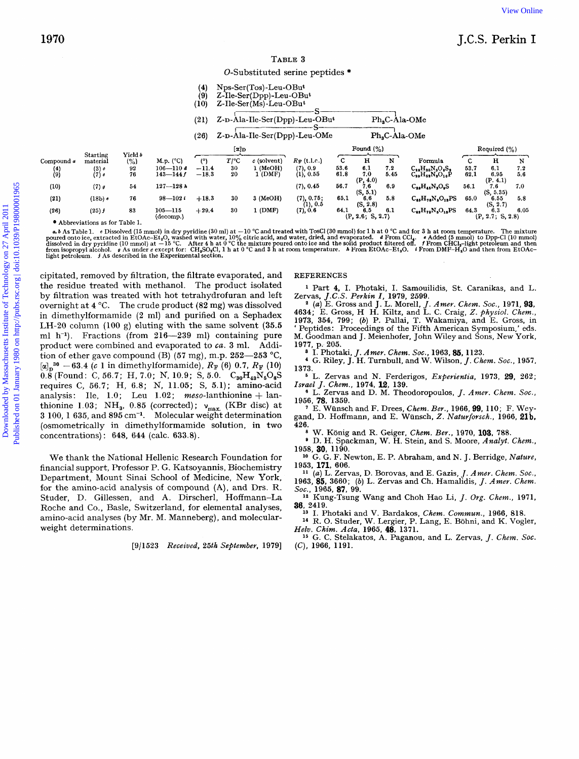TABLE 3

*O*-Substituted serine peptides *

(4) Nps-Ser(Tos)-Leu-OBu$^t$
(9) Z-Ile-Ser(Dpp)-Leu-OBu$^t$
(10) Z-Ile-Ser(Ms)-Leu-OBu$^t$
(21) Z-D-Ala-Ile-Ser(Dpp)-Leu-OBu$^t$ —S— Ph$_3$C-Ala-OMe
(26) Z-D-Ala-Ile-Ser(Dpp)-Leu-OMe —S— Ph$_3$C-Ala-OMe

| Compound [a] | Starting material | Yield [b] (%) | M.p. (°C) | $[\alpha]_D$ (°) | $T$/°C | $c$ (solvent) | $R_F$ (t.l.c.) | Found (%) C | H | N | Formula | Required (%) C | H | N |
|---|---|---|---|---|---|---|---|---|---|---|---|---|---|---|
| (4) | (3) [c] | 92 | 106—110 [d] | −11.4 | 30 | 1 (MeOH) | (7), 0.9 | 53.6 | 6.1 | 7.2 | $C_{22}H_{35}N_3O_8S_2$ | 53.7 | 6.1 | 7.2 |
| (9) | (7) [e] | 76 | 143—144 [f] | −18.3 | 20 | 1 (DMF) | (1), 0.55 | 61.8 | 7.0 (P, 4.0) | 5.45 | $C_{39}H_{52}N_3O_{10}P$ | 62.1 | 6.95 (P. 4.1) | 5.6 |
| (10) | (7) [g] | 54 | 127—128 [h] | | | | (7), 0.45 | 56.7 | 7.6 (S, 5.1) | 6.9 | $C_{28}H_{45}N_3O_9S$ | 56.1 | 7.6 (S, 5.35) | 7.0 |
| (21) | (18b) [e] | 76 | 98—102 [i] | +18.3 | 30 | 3 (MeOH) | (7), 0.75; (1), 0.5 | 65.1 | 6.6 (S, 2.8) | 5.8 | $C_{65}H_{78}N_5O_{12}PS$ | 65.0 | 6.55 (S, 2.7) | 5.8 |
| (26) | (25) [j] | 83 | 105—115 (decomp.) | +29.4 | 30 | 1 (DMF) | (7), 0.6 | 64.1 | 6.5 (P, 2.6; S, 2.7) | 6.1 | $C_{62}H_{72}N_5O_{12}PS$ | 64.3 | 6.3 (P, 2.7; S, 2.8) | 6.05 |

* Abbreviations as for Table 1.

[a, b] As Table 1. [c] Dissolved (15 mmol) in dry pyridine (30 ml) at −10 °C and treated with TosCl (30 mmol) for 1 h at 0 °C and for 3 h at room temperature. The mixture poured onto ice, extracted in EtOAc–Et$_2$O, washed with water, 10% citric acid, and water, dried, and evaporated. [d] From CCl$_4$. [e] Added (5 mmol) to Dpp-Cl (10 mmol) dissolved in dry pyridine (10 mmol) at −15 °C. After 4 h at 0 °C the mixture poured onto ice and the solid product filtered off. [f] From CHCl$_3$–light petroleum and then from isopropyl alcohol. [g] As under [e] except for: CH$_3$SO$_2$Cl, 1 h at 0 °C and 3 h at room temperature. [h] From EtOAc–Et$_2$O. [i] From DMF–H$_2$O and then from EtOAc–light petroleum. [j] As described in the Experimental section.

cipitated, removed by filtration, the filtrate evaporated, and the residue treated with methanol. The product isolated by filtration was treated with hot tetrahydrofuran and left overnight at 4 °C. The crude product (82 mg) was dissolved in dimethylformamide (2 ml) and purified on a Sephadex LH-20 column (100 g) eluting with the same solvent (35.5 ml h$^{-1}$). Fractions (from 216—239 ml) containing pure product were combined and evaporated to *ca.* 3 ml. Addition of ether gave compound (B) (57 mg), m.p. 252—253 °C, $[\alpha]_D^{30}$ −63.4 (*c* 1 in dimethylformamide), $R_F$ (6) 0.7, $R_F$ (10) 0.8 (Found: C, 56.7; H, 7.0; N, 10.9; S, 5.0. $C_{30}H_{43}N_5O_8S$ requires C, 56.7; H, 6.8; N, 11.05; S, 5.1); amino-acid analysis: Ile, 1.0; Leu 1.02; *meso*-lanthionine + lanthionine 1.03; NH$_3$, 0.85 (corrected); $\nu_{max.}$ (KBr disc) at 3 100, 1 635, and 895 cm$^{-1}$. Molecular weight determination (osmometrically in dimethylformamide solution, in two concentrations): 648, 644 (calc. 633.8).

We thank the National Hellenic Research Foundation for financial support, Professor P. G. Katsoyannis, Biochemistry Department, Mount Sinai School of Medicine, New York, for the amino-acid analysis of compound (A), and Drs. R. Studer, D. Gillessen, and A. Dirscherl, Hoffmann–La Roche and Co., Basle, Switzerland, for elemental analyses, amino-acid analyses (by Mr. M. Manneberg), and molecular-weight determinations.

[9/1523 Received, 25th September, 1979]

## REFERENCES

1. Part 4, I. Photaki, I. Samouilidis, St. Caranikas, and L. Zervas, *J.C.S. Perkin I*, 1979, 2599.
2. (a) E. Gross and J. L. Morell, *J. Amer. Chem. Soc.*, 1971, **93**, 4634; E. Gross, H H. Kiltz, and L. C. Craig, *Z. physiol. Chem.*, 1973, **354**, 799; (b) P. Pallai, T. Wakamiya, and E. Gross, in 'Peptides: Proceedings of the Fifth American Symposium,' eds. M. Goodman and J. Meienhofer, John Wiley and Sons, New York, 1977, p. 205.
3. I. Photaki, *J. Amer. Chem. Soc.*, 1963, **85**, 1123.
4. G. Riley, J. H. Turnbull, and W. Wilson, *J. Chem. Soc.*, 1957, 1373.
5. L. Zervas and N. Ferderigos, *Experientia*, 1973, **29**, 262; *Israel J. Chem.*, 1974, **12**, 139.
6. L. Zervas and D. M. Theodoropoulos, *J. Amer. Chem. Soc.*, 1956, **78**, 1359.
7. E. Wünsch and F. Drees, *Chem. Ber.*, 1966, **99**, 110; F. Weygand, D. Hoffmann, and E. Wünsch, *Z. Naturforsch.*, 1966, **21b**, 426.
8. W. König and R. Geiger, *Chem. Ber.*, 1970, **103**, 788.
9. D. H. Spackman, W. H. Stein, and S. Moore, *Analyt. Chem.*, 1958, **30**, 1190.
10. G. G. F. Newton, E. P. Abraham, and N. J. Berridge, *Nature*, 1953, **171**, 606.
11. (a) L. Zervas, D. Borovas, and E. Gazis, *J. Amer. Chem. Soc.*, 1963, **85**, 3660; (b) L. Zervas and Ch. Hamalidis, *J. Amer. Chem. Soc.*, 1965, **87**, 99.
12. Kung-Tsung Wang and Choh Hao Li, *J. Org. Chem.*, 1971, **36**, 2419.
13. I. Photaki and V. Bardakos, *Chem. Commun.*, 1966, 818.
14. R. O. Studer, W. Lergier, P. Lang, E. Böhni, and K. Vogler, *Helv. Chim. Acta*, 1965, **48**, 1371.
15. G. C. Stelakatos, A. Paganou, and L. Zervas, *J. Chem. Soc.* (C), 1966, 1191.